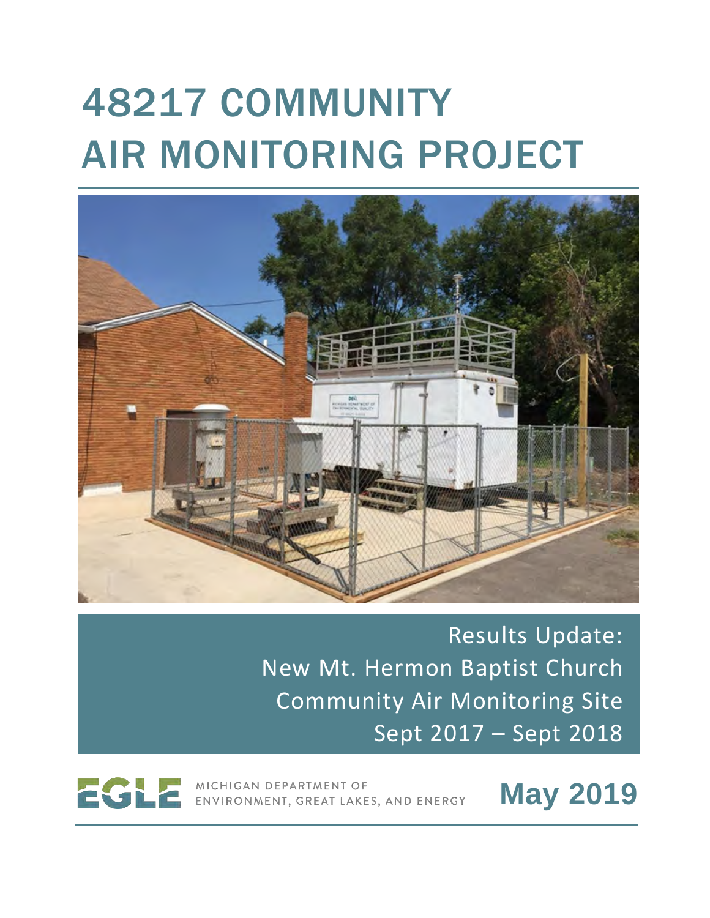# 48217 COMMUNITY AIR MONITORING PROJECT

Results Update:
New Mt. Hermon Baptist Church
Community Air Monitoring Site
Sept 2017 – Sept 2018

EGLE MICHIGAN DEPARTMENT OF ENVIRONMENT, GREAT LAKES, AND ENERGY

**May 2019**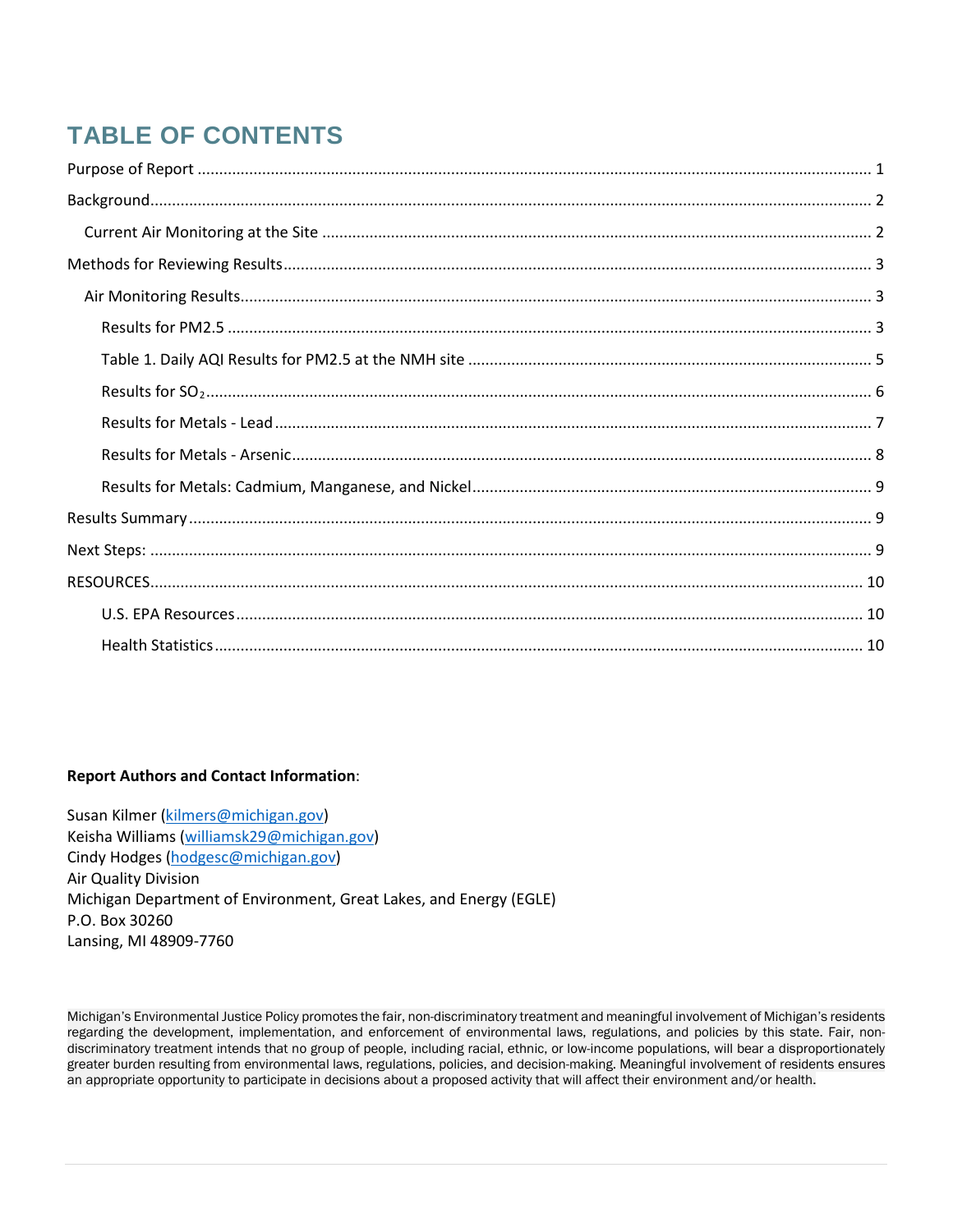# TABLE OF CONTENTS

Purpose of Report ........................................................................................................ 1

Background........................................................................................................ 2

Current Air Monitoring at the Site ........................................................................................................ 2

Methods for Reviewing Results........................................................................................................ 3

Air Monitoring Results........................................................................................................ 3

Results for PM2.5 ........................................................................................................ 3

Table 1. Daily AQI Results for PM2.5 at the NMH site ........................................................................................................ 5

Results for $SO_2$........................................................................................................ 6

Results for Metals - Lead ........................................................................................................ 7

Results for Metals - Arsenic........................................................................................................ 8

Results for Metals: Cadmium, Manganese, and Nickel........................................................................................................ 9

Results Summary........................................................................................................ 9

Next Steps: ........................................................................................................ 9

RESOURCES........................................................................................................ 10

U.S. EPA Resources........................................................................................................ 10

Health Statistics........................................................................................................ 10

**Report Authors and Contact Information**:

Susan Kilmer (kilmers@michigan.gov)
Keisha Williams (williamsk29@michigan.gov)
Cindy Hodges (hodgesc@michigan.gov)
Air Quality Division
Michigan Department of Environment, Great Lakes, and Energy (EGLE)
P.O. Box 30260
Lansing, MI 48909-7760

Michigan's Environmental Justice Policy promotes the fair, non-discriminatory treatment and meaningful involvement of Michigan's residents regarding the development, implementation, and enforcement of environmental laws, regulations, and policies by this state. Fair, non-discriminatory treatment intends that no group of people, including racial, ethnic, or low-income populations, will bear a disproportionately greater burden resulting from environmental laws, regulations, policies, and decision-making. Meaningful involvement of residents ensures an appropriate opportunity to participate in decisions about a proposed activity that will affect their environment and/or health.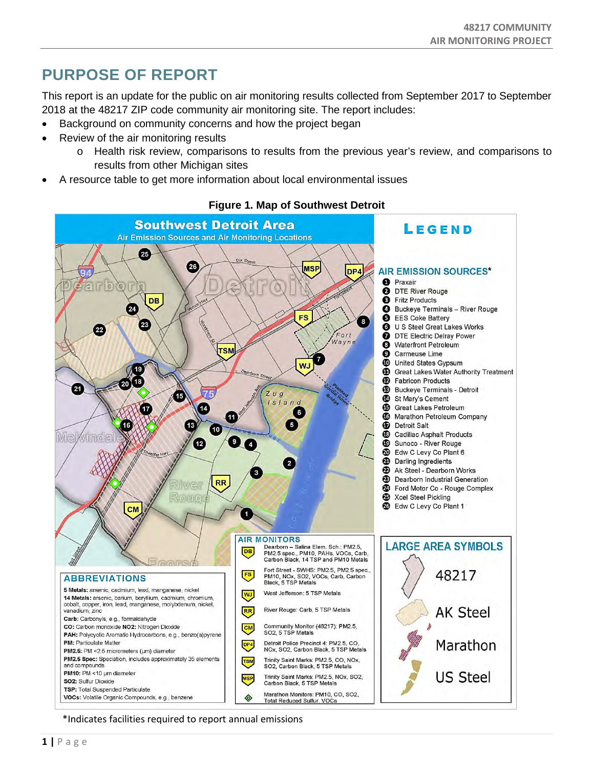# PURPOSE OF REPORT

This report is an update for the public on air monitoring results collected from September 2017 to September 2018 at the 48217 ZIP code community air monitoring site. The report includes:

- Background on community concerns and how the project began
- Review of the air monitoring results
  - Health risk review, comparisons to results from the previous year's review, and comparisons to results from other Michigan sites
- A resource table to get more information about local environmental issues

**Figure 1. Map of Southwest Detroit**

**Southwest Detroit Area**
Air Emission Sources and Air Monitoring Locations

**LEGEND**

**AIR EMISSION SOURCES***

1. Praxair
2. DTE River Rouge
3. Fritz Products
4. Buckeye Terminals – River Rouge
5. EES Coke Battery
6. U S Steel Great Lakes Works
7. DTE Electric Delray Power
8. Waterfront Petroleum
9. Carmeuse Lime
10. United States Gypsum
11. Great Lakes Water Authority Treatment
12. Fabricon Products
13. Buckeye Terminals - Detroit
14. St Mary's Cement
15. Great Lakes Petroleum
16. Marathon Petroleum Company
17. Detroit Salt
18. Cadillac Asphalt Products
19. Sunoco - River Rouge
20. Edw C Levy Co Plant 6
21. Darling Ingredients
22. Ak Steel - Dearborn Works
23. Dearborn Industrial Generation
24. Ford Motor Co - Rouge Complex
25. Xcel Steel Pickling
26. Edw C Levy Co Plant 1

**AIR MONITORS**

- **DB**: Dearborn – Salina Elem. Sch.: PM2.5, PM2.5 spec., PM10, PAHs, VOCs, Carb, Carbon Black, 14 TSP and PM10 Metals
- **FS**: Fort Street - SWHS: PM2.5, PM2.5 spec., PM10, NOx, SO2, VOCs, Carb, Carbon Black, 5 TSP Metals
- **WJ**: West Jefferson: 5 TSP Metals
- **RR**: River Rouge: Carb, 5 TSP Metals
- **CM**: Community Monitor (48217): PM2.5, SO2, 5 TSP Metals
- **DP4**: Detroit Police Precinct 4: PM2.5, CO, NOx, SO2, Carbon Black, 5 TSP Metals
- **TSM**: Trinity Saint Marks: PM2.5, CO, NOx, SO2, Carbon Black, 5 TSP Metals
- **MSP**: Trinity Saint Marks: PM2.5, NOx, SO2, Carbon Black, 5 TSP Metals
- Marathon Monitors: PM10, CO, SO2, Total Reduced Sulfur, VOCs

**LARGE AREA SYMBOLS**

- 48217
- AK Steel
- Marathon
- US Steel

**ABBREVIATIONS**

**5 Metals:** arsenic, cadmium, lead, manganese, nickel
**14 Metals:** arsenic, barium, beryllium, cadmium, chromium, cobalt, copper, iron, lead, manganese, molybdenum, nickel, vanadium, zinc
**Carb:** Carbonyls, e.g., formaldehyde
**CO:** Carbon monoxide **NO2:** Nitrogen Dioxide
**PAH:** Polycyclic Aromatic Hydrocarbons, e.g., benzo(a)pyrene
**PM:** Particulate Matter
**PM2.5:** PM <2.5 micrometers (µm) diameter
**PM2.5 Spec:** Speciation, includes approximately 35 elements and compounds
**PM10:** PM <10 µm diameter
**SO2:** Sulfur Dioxide
**TSP:** Total Suspended Particulate
**VOCs:** Volatile Organic Compounds, e.g., benzene

*Indicates facilities required to report annual emissions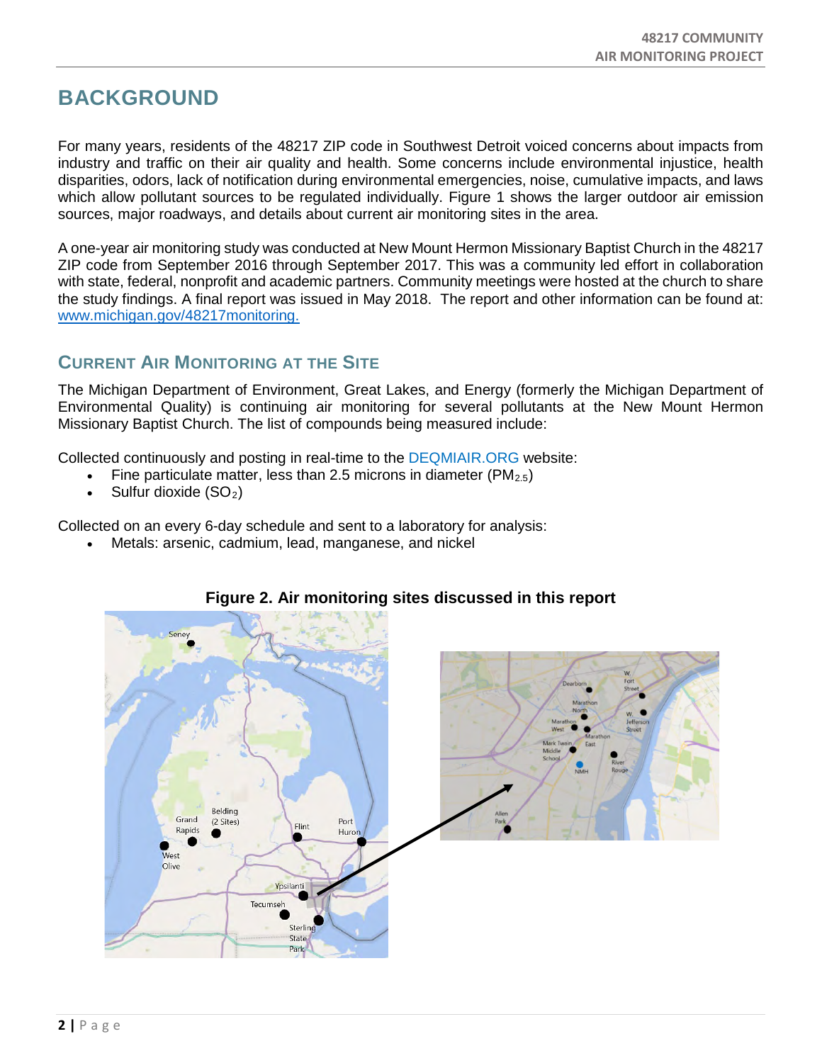# BACKGROUND

For many years, residents of the 48217 ZIP code in Southwest Detroit voiced concerns about impacts from industry and traffic on their air quality and health. Some concerns include environmental injustice, health disparities, odors, lack of notification during environmental emergencies, noise, cumulative impacts, and laws which allow pollutant sources to be regulated individually. Figure 1 shows the larger outdoor air emission sources, major roadways, and details about current air monitoring sites in the area.

A one-year air monitoring study was conducted at New Mount Hermon Missionary Baptist Church in the 48217 ZIP code from September 2016 through September 2017. This was a community led effort in collaboration with state, federal, nonprofit and academic partners. Community meetings were hosted at the church to share the study findings. A final report was issued in May 2018. The report and other information can be found at: [www.michigan.gov/48217monitoring.](http://www.michigan.gov/48217monitoring)

## CURRENT AIR MONITORING AT THE SITE

The Michigan Department of Environment, Great Lakes, and Energy (formerly the Michigan Department of Environmental Quality) is continuing air monitoring for several pollutants at the New Mount Hermon Missionary Baptist Church. The list of compounds being measured include:

Collected continuously and posting in real-time to the DEQMIAIR.ORG website:

- Fine particulate matter, less than 2.5 microns in diameter ($PM_{2.5}$)
- Sulfur dioxide ($SO_2$)

Collected on an every 6-day schedule and sent to a laboratory for analysis:

- Metals: arsenic, cadmium, lead, manganese, and nickel

**Figure 2. Air monitoring sites discussed in this report**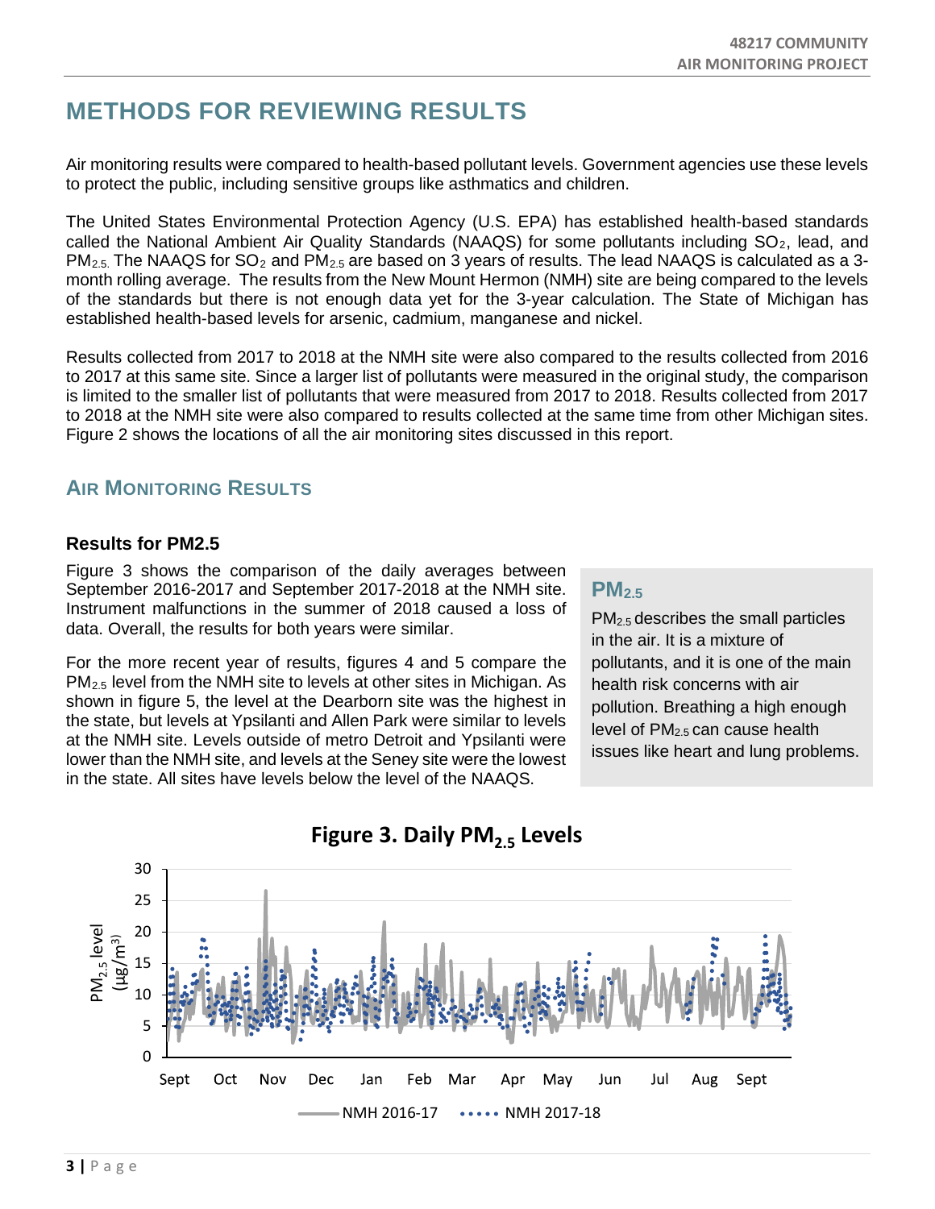# METHODS FOR REVIEWING RESULTS

Air monitoring results were compared to health-based pollutant levels. Government agencies use these levels to protect the public, including sensitive groups like asthmatics and children.

The United States Environmental Protection Agency (U.S. EPA) has established health-based standards called the National Ambient Air Quality Standards (NAAQS) for some pollutants including $SO_2$, lead, and $PM_{2.5}$. The NAAQS for $SO_2$ and $PM_{2.5}$ are based on 3 years of results. The lead NAAQS is calculated as a 3-month rolling average. The results from the New Mount Hermon (NMH) site are being compared to the levels of the standards but there is not enough data yet for the 3-year calculation. The State of Michigan has established health-based levels for arsenic, cadmium, manganese and nickel.

Results collected from 2017 to 2018 at the NMH site were also compared to the results collected from 2016 to 2017 at this same site. Since a larger list of pollutants were measured in the original study, the comparison is limited to the smaller list of pollutants that were measured from 2017 to 2018. Results collected from 2017 to 2018 at the NMH site were also compared to results collected at the same time from other Michigan sites. Figure 2 shows the locations of all the air monitoring sites discussed in this report.

## AIR MONITORING RESULTS

### Results for PM2.5

Figure 3 shows the comparison of the daily averages between September 2016-2017 and September 2017-2018 at the NMH site. Instrument malfunctions in the summer of 2018 caused a loss of data. Overall, the results for both years were similar.

For the more recent year of results, figures 4 and 5 compare the $PM_{2.5}$ level from the NMH site to levels at other sites in Michigan. As shown in figure 5, the level at the Dearborn site was the highest in the state, but levels at Ypsilanti and Allen Park were similar to levels at the NMH site. Levels outside of metro Detroit and Ypsilanti were lower than the NMH site, and levels at the Seney site were the lowest in the state. All sites have levels below the level of the NAAQS.

**$PM_{2.5}$**

$PM_{2.5}$ describes the small particles in the air. It is a mixture of pollutants, and it is one of the main health risk concerns with air pollution. Breathing a high enough level of $PM_{2.5}$ can cause health issues like heart and lung problems.

**Figure 3. Daily $PM_{2.5}$ Levels**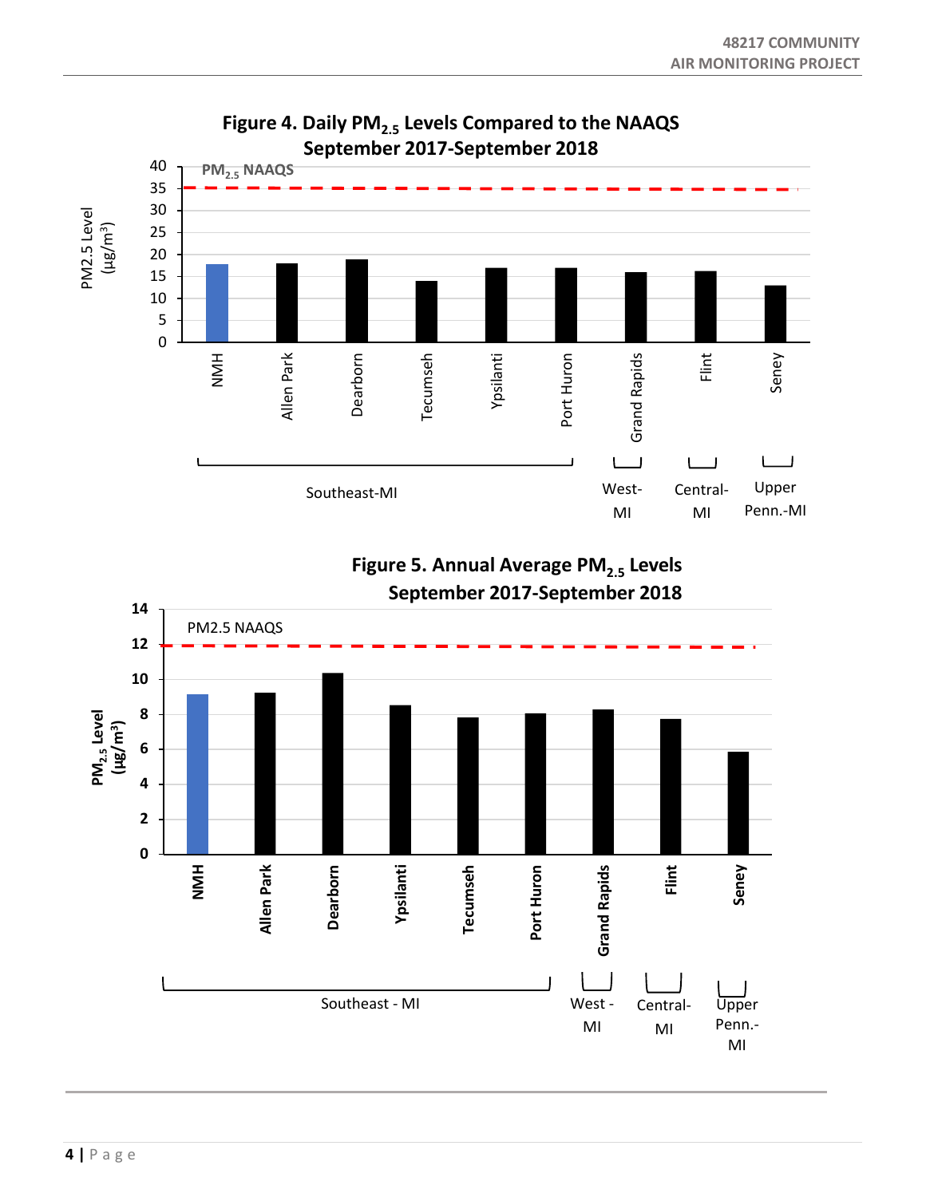**Figure 4. Daily $PM_{2.5}$ Levels Compared to the NAAQS September 2017-September 2018**

$PM_{2.5}$ NAAQS

PM2.5 Level ($\mu g/m^3$)

NMH, Allen Park, Dearborn, Tecumseh, Ypsilanti, Port Huron, Grand Rapids, Flint, Seney

Southeast-MI | West-MI | Central-MI | Upper Penn.-MI

**Figure 5. Annual Average $PM_{2.5}$ Levels September 2017-September 2018**

PM2.5 NAAQS

$PM_{2.5}$ Level ($\mu g/m^3$)

NMH, Allen Park, Dearborn, Ypsilanti, Tecumseh, Port Huron, Grand Rapids, Flint, Seney

Southeast - MI | West - MI | Central-MI | Upper Penn.-MI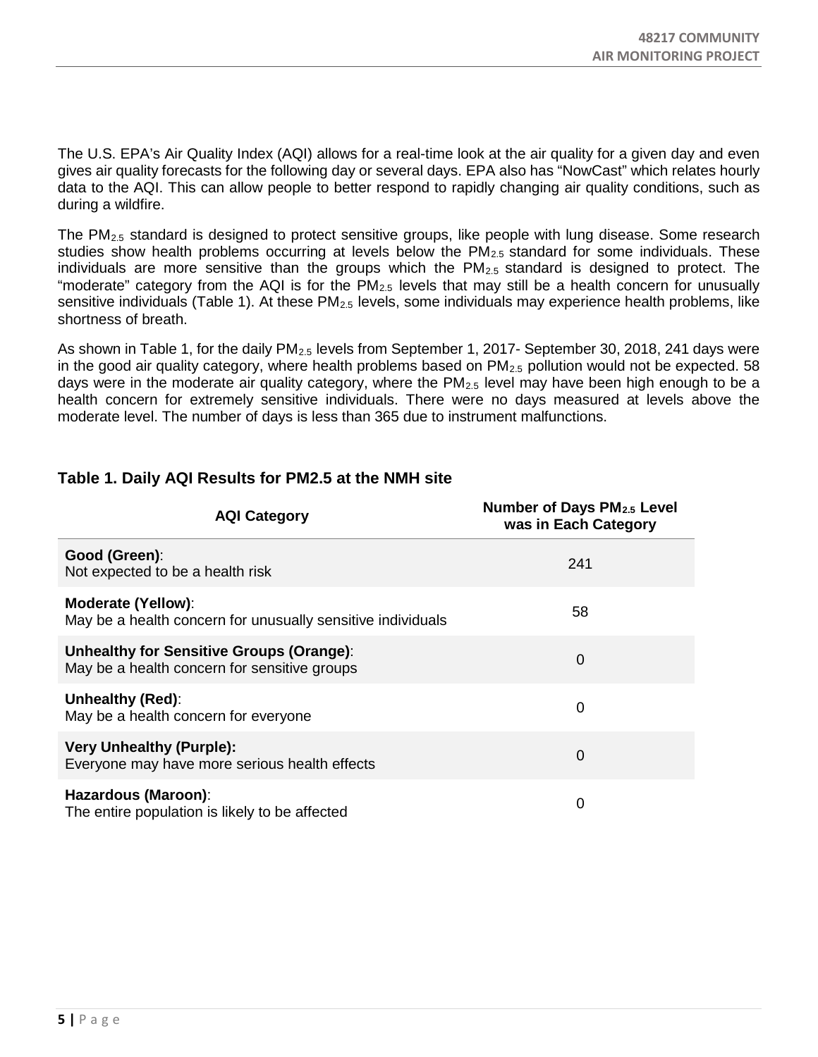The U.S. EPA's Air Quality Index (AQI) allows for a real-time look at the air quality for a given day and even gives air quality forecasts for the following day or several days. EPA also has "NowCast" which relates hourly data to the AQI. This can allow people to better respond to rapidly changing air quality conditions, such as during a wildfire.

The $PM_{2.5}$ standard is designed to protect sensitive groups, like people with lung disease. Some research studies show health problems occurring at levels below the $PM_{2.5}$ standard for some individuals. These individuals are more sensitive than the groups which the $PM_{2.5}$ standard is designed to protect. The "moderate" category from the AQI is for the $PM_{2.5}$ levels that may still be a health concern for unusually sensitive individuals (Table 1). At these $PM_{2.5}$ levels, some individuals may experience health problems, like shortness of breath.

As shown in Table 1, for the daily $PM_{2.5}$ levels from September 1, 2017- September 30, 2018, 241 days were in the good air quality category, where health problems based on $PM_{2.5}$ pollution would not be expected. 58 days were in the moderate air quality category, where the $PM_{2.5}$ level may have been high enough to be a health concern for extremely sensitive individuals. There were no days measured at levels above the moderate level. The number of days is less than 365 due to instrument malfunctions.

### Table 1. Daily AQI Results for PM2.5 at the NMH site

| AQI Category | Number of Days $PM_{2.5}$ Level was in Each Category |
|---|---|
| **Good (Green)**: Not expected to be a health risk | 241 |
| **Moderate (Yellow)**: May be a health concern for unusually sensitive individuals | 58 |
| **Unhealthy for Sensitive Groups (Orange)**: May be a health concern for sensitive groups | 0 |
| **Unhealthy (Red)**: May be a health concern for everyone | 0 |
| **Very Unhealthy (Purple):** Everyone may have more serious health effects | 0 |
| **Hazardous (Maroon)**: The entire population is likely to be affected | 0 |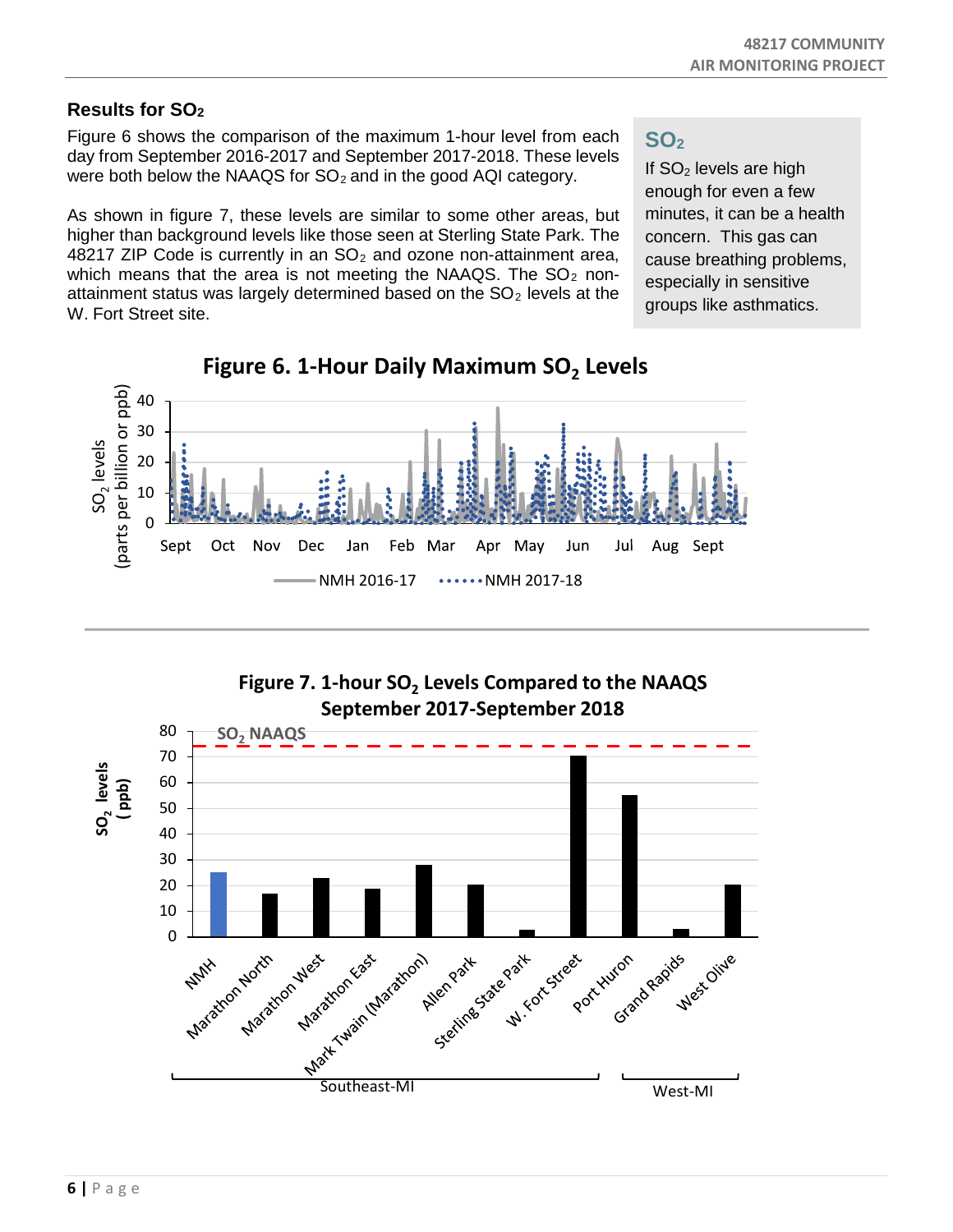## Results for $SO_2$

Figure 6 shows the comparison of the maximum 1-hour level from each day from September 2016-2017 and September 2017-2018. These levels were both below the NAAQS for $SO_2$ and in the good AQI category.

As shown in figure 7, these levels are similar to some other areas, but higher than background levels like those seen at Sterling State Park. The 48217 ZIP Code is currently in an $SO_2$ and ozone non-attainment area, which means that the area is not meeting the NAAQS. The $SO_2$ non-attainment status was largely determined based on the $SO_2$ levels at the W. Fort Street site.

> **$SO_2$**
>
> If $SO_2$ levels are high enough for even a few minutes, it can be a health concern. This gas can cause breathing problems, especially in sensitive groups like asthmatics.

**Figure 6. 1-Hour Daily Maximum $SO_2$ Levels**

**Figure 7. 1-hour $SO_2$ Levels Compared to the NAAQS September 2017-September 2018**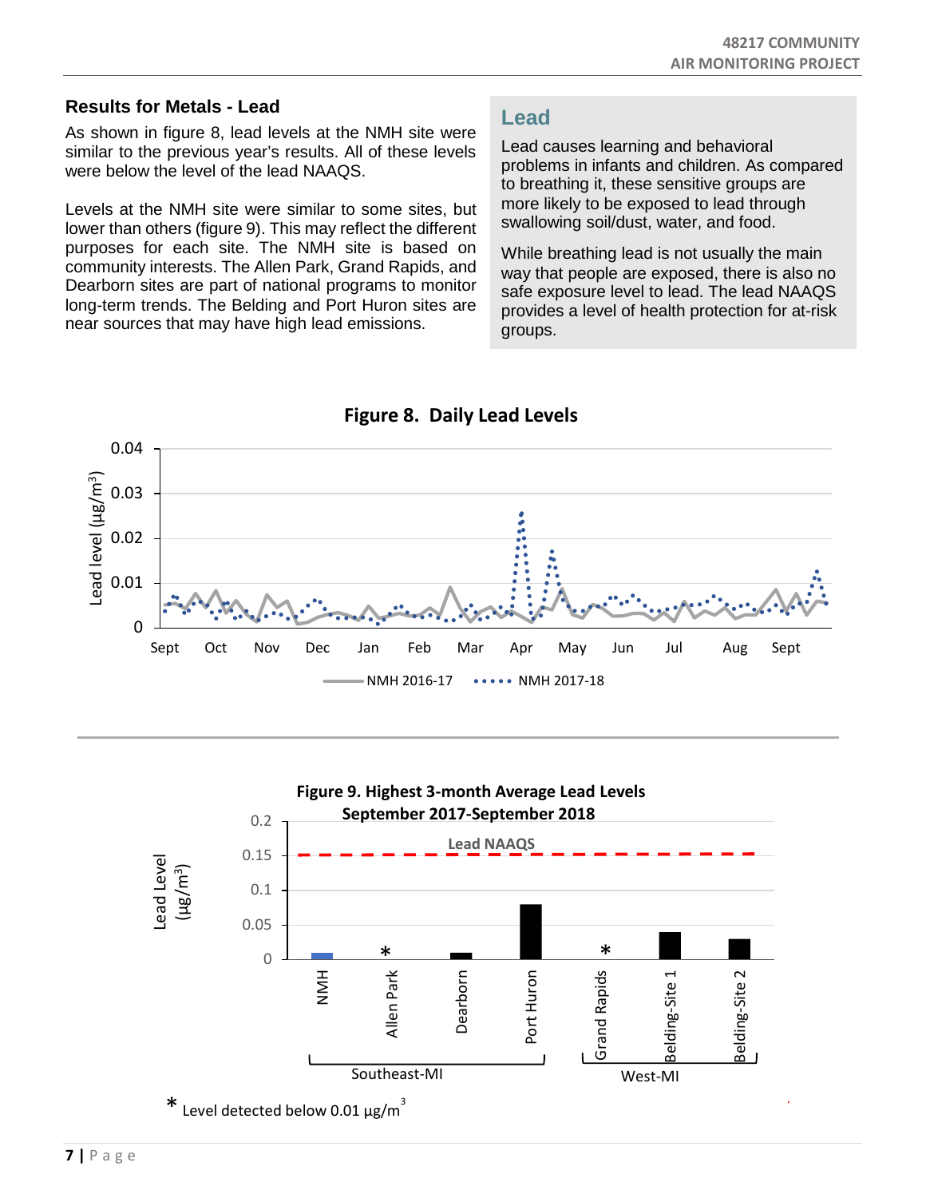## Results for Metals - Lead

As shown in figure 8, lead levels at the NMH site were similar to the previous year's results. All of these levels were below the level of the lead NAAQS.

Levels at the NMH site were similar to some sites, but lower than others (figure 9). This may reflect the different purposes for each site. The NMH site is based on community interests. The Allen Park, Grand Rapids, and Dearborn sites are part of national programs to monitor long-term trends. The Belding and Port Huron sites are near sources that may have high lead emissions.

### Lead

Lead causes learning and behavioral problems in infants and children. As compared to breathing it, these sensitive groups are more likely to be exposed to lead through swallowing soil/dust, water, and food.

While breathing lead is not usually the main way that people are exposed, there is also no safe exposure level to lead. The lead NAAQS provides a level of health protection for at-risk groups.

**Figure 8. Daily Lead Levels**

**Figure 9. Highest 3-month Average Lead Levels September 2017-September 2018**

\* Level detected below 0.01 µg/m³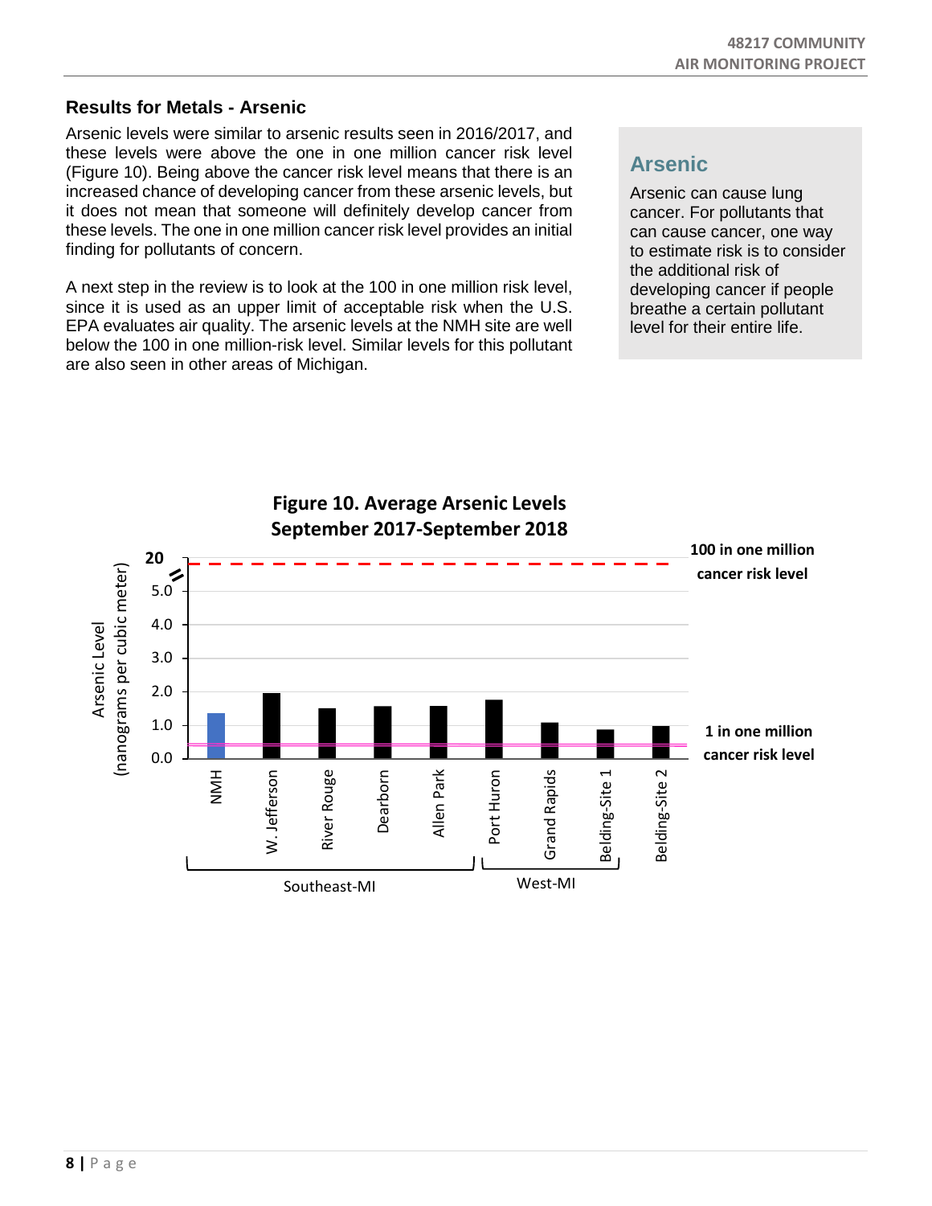## Results for Metals - Arsenic

Arsenic levels were similar to arsenic results seen in 2016/2017, and these levels were above the one in one million cancer risk level (Figure 10). Being above the cancer risk level means that there is an increased chance of developing cancer from these arsenic levels, but it does not mean that someone will definitely develop cancer from these levels. The one in one million cancer risk level provides an initial finding for pollutants of concern.

A next step in the review is to look at the 100 in one million risk level, since it is used as an upper limit of acceptable risk when the U.S. EPA evaluates air quality. The arsenic levels at the NMH site are well below the 100 in one million-risk level. Similar levels for this pollutant are also seen in other areas of Michigan.

### Arsenic

Arsenic can cause lung cancer. For pollutants that can cause cancer, one way to estimate risk is to consider the additional risk of developing cancer if people breathe a certain pollutant level for their entire life.

**Figure 10. Average Arsenic Levels September 2017-September 2018**

Y-axis: Arsenic Level (nanograms per cubic meter): 0.0, 1.0, 2.0, 3.0, 4.0, 5.0, 20

Reference lines: 100 in one million cancer risk level; 1 in one million cancer risk level

Sites: NMH, W. Jefferson, River Rouge, Dearborn, Allen Park (Southeast-MI); Port Huron, Grand Rapids, Belding-Site 1, Belding-Site 2 (West-MI)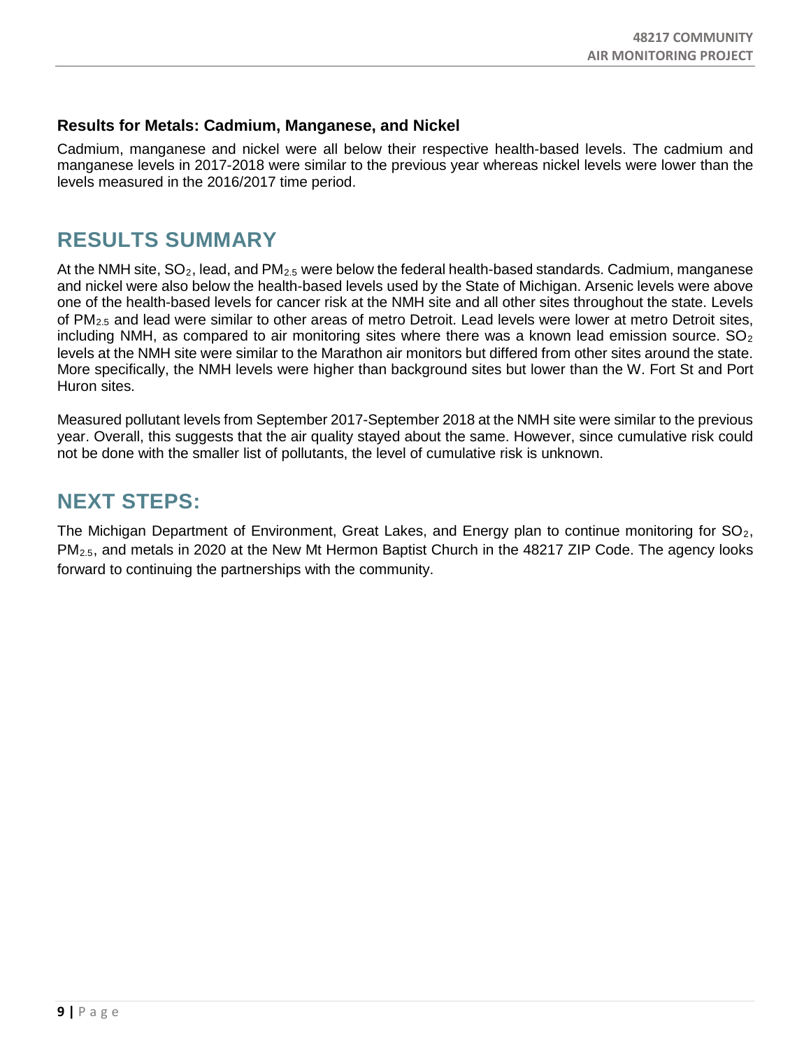### Results for Metals: Cadmium, Manganese, and Nickel

Cadmium, manganese and nickel were all below their respective health-based levels. The cadmium and manganese levels in 2017-2018 were similar to the previous year whereas nickel levels were lower than the levels measured in the 2016/2017 time period.

## RESULTS SUMMARY

At the NMH site, $SO_2$, lead, and $PM_{2.5}$ were below the federal health-based standards. Cadmium, manganese and nickel were also below the health-based levels used by the State of Michigan. Arsenic levels were above one of the health-based levels for cancer risk at the NMH site and all other sites throughout the state. Levels of $PM_{2.5}$ and lead were similar to other areas of metro Detroit. Lead levels were lower at metro Detroit sites, including NMH, as compared to air monitoring sites where there was a known lead emission source. $SO_2$ levels at the NMH site were similar to the Marathon air monitors but differed from other sites around the state. More specifically, the NMH levels were higher than background sites but lower than the W. Fort St and Port Huron sites.

Measured pollutant levels from September 2017-September 2018 at the NMH site were similar to the previous year. Overall, this suggests that the air quality stayed about the same. However, since cumulative risk could not be done with the smaller list of pollutants, the level of cumulative risk is unknown.

## NEXT STEPS:

The Michigan Department of Environment, Great Lakes, and Energy plan to continue monitoring for $SO_2$, $PM_{2.5}$, and metals in 2020 at the New Mt Hermon Baptist Church in the 48217 ZIP Code. The agency looks forward to continuing the partnerships with the community.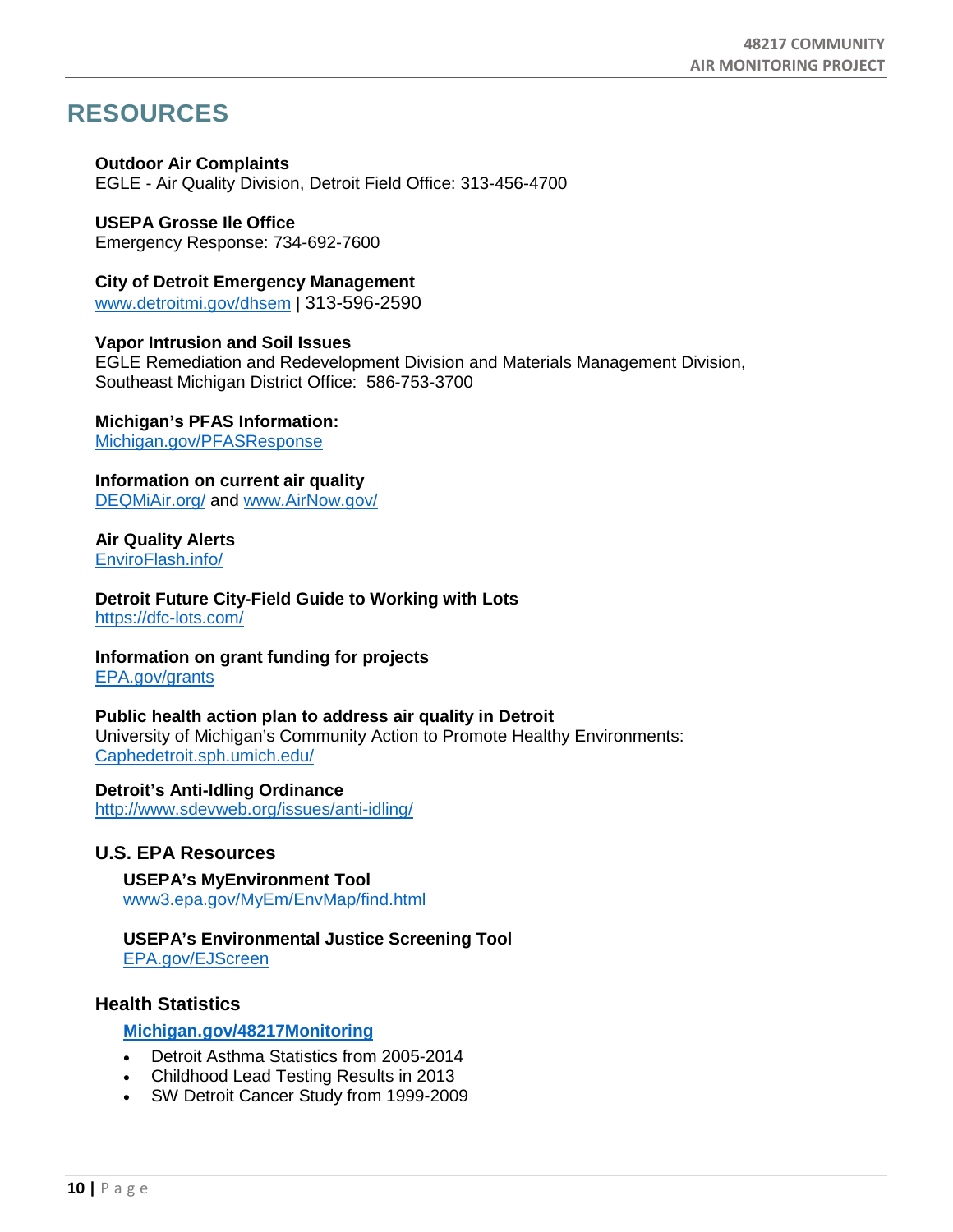# RESOURCES

**Outdoor Air Complaints**
EGLE - Air Quality Division, Detroit Field Office: 313-456-4700

**USEPA Grosse Ile Office**
Emergency Response: 734-692-7600

**City of Detroit Emergency Management**
www.detroitmi.gov/dhsem | 313-596-2590

**Vapor Intrusion and Soil Issues**
EGLE Remediation and Redevelopment Division and Materials Management Division, Southeast Michigan District Office: 586-753-3700

**Michigan's PFAS Information:**
Michigan.gov/PFASResponse

**Information on current air quality**
DEQMiAir.org/ and www.AirNow.gov/

**Air Quality Alerts**
EnviroFlash.info/

**Detroit Future City-Field Guide to Working with Lots**
https://dfc-lots.com/

**Information on grant funding for projects**
EPA.gov/grants

**Public health action plan to address air quality in Detroit**
University of Michigan's Community Action to Promote Healthy Environments:
Caphedetroit.sph.umich.edu/

**Detroit's Anti-Idling Ordinance**
http://www.sdevweb.org/issues/anti-idling/

## U.S. EPA Resources

**USEPA's MyEnvironment Tool**
www3.epa.gov/MyEm/EnvMap/find.html

**USEPA's Environmental Justice Screening Tool**
EPA.gov/EJScreen

## Health Statistics

**Michigan.gov/48217Monitoring**

- Detroit Asthma Statistics from 2005-2014
- Childhood Lead Testing Results in 2013
- SW Detroit Cancer Study from 1999-2009